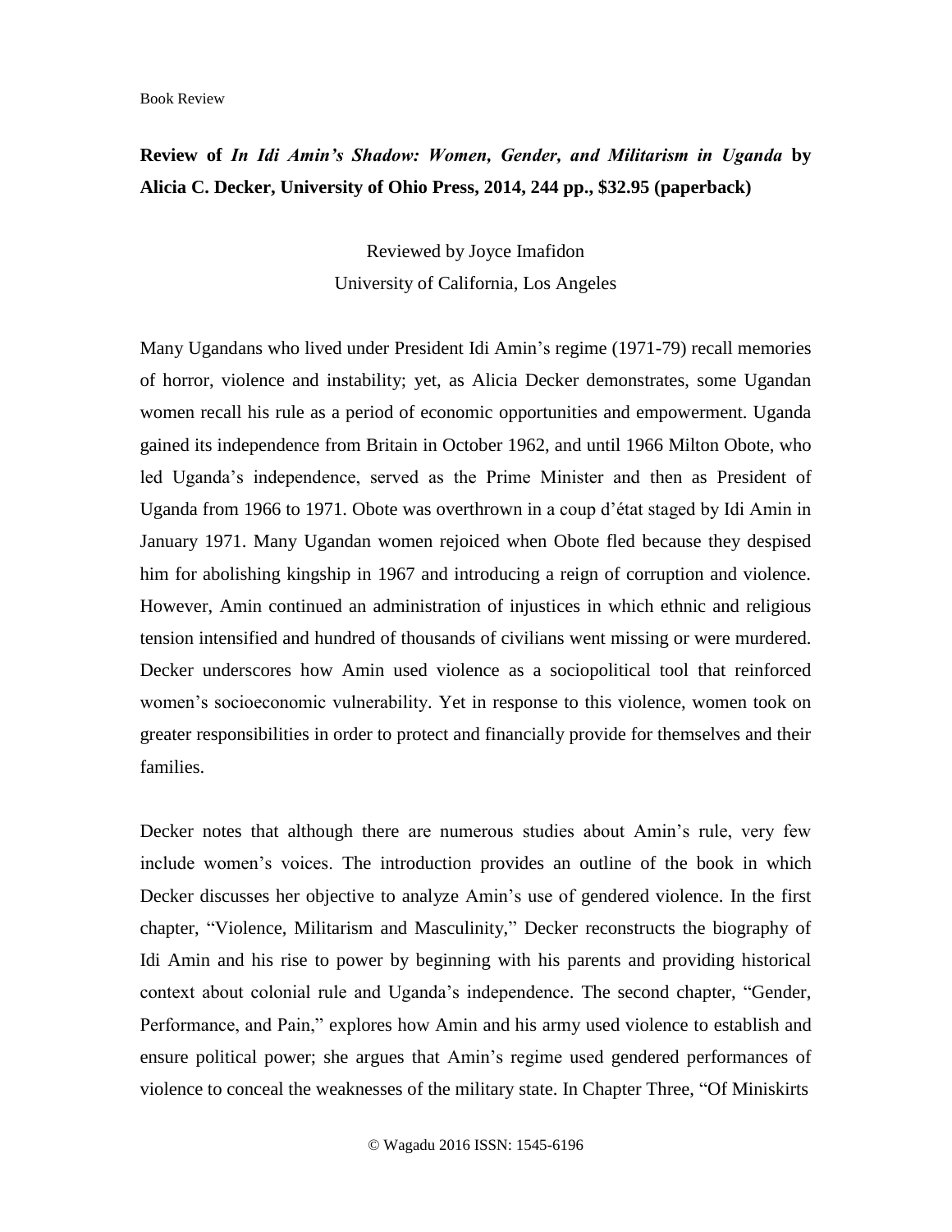Book Review

**Review of *In Idi Amin's Shadow: Women, Gender, and Militarism in Uganda* by Alicia C. Decker, University of Ohio Press, 2014, 244 pp., $32.95 (paperback)**

Reviewed by Joyce Imafidon
University of California, Los Angeles

Many Ugandans who lived under President Idi Amin's regime (1971-79) recall memories of horror, violence and instability; yet, as Alicia Decker demonstrates, some Ugandan women recall his rule as a period of economic opportunities and empowerment. Uganda gained its independence from Britain in October 1962, and until 1966 Milton Obote, who led Uganda's independence, served as the Prime Minister and then as President of Uganda from 1966 to 1971. Obote was overthrown in a coup d'état staged by Idi Amin in January 1971. Many Ugandan women rejoiced when Obote fled because they despised him for abolishing kingship in 1967 and introducing a reign of corruption and violence. However, Amin continued an administration of injustices in which ethnic and religious tension intensified and hundred of thousands of civilians went missing or were murdered. Decker underscores how Amin used violence as a sociopolitical tool that reinforced women's socioeconomic vulnerability. Yet in response to this violence, women took on greater responsibilities in order to protect and financially provide for themselves and their families.

Decker notes that although there are numerous studies about Amin's rule, very few include women's voices. The introduction provides an outline of the book in which Decker discusses her objective to analyze Amin's use of gendered violence. In the first chapter, "Violence, Militarism and Masculinity," Decker reconstructs the biography of Idi Amin and his rise to power by beginning with his parents and providing historical context about colonial rule and Uganda's independence. The second chapter, "Gender, Performance, and Pain," explores how Amin and his army used violence to establish and ensure political power; she argues that Amin's regime used gendered performances of violence to conceal the weaknesses of the military state. In Chapter Three, "Of Miniskirts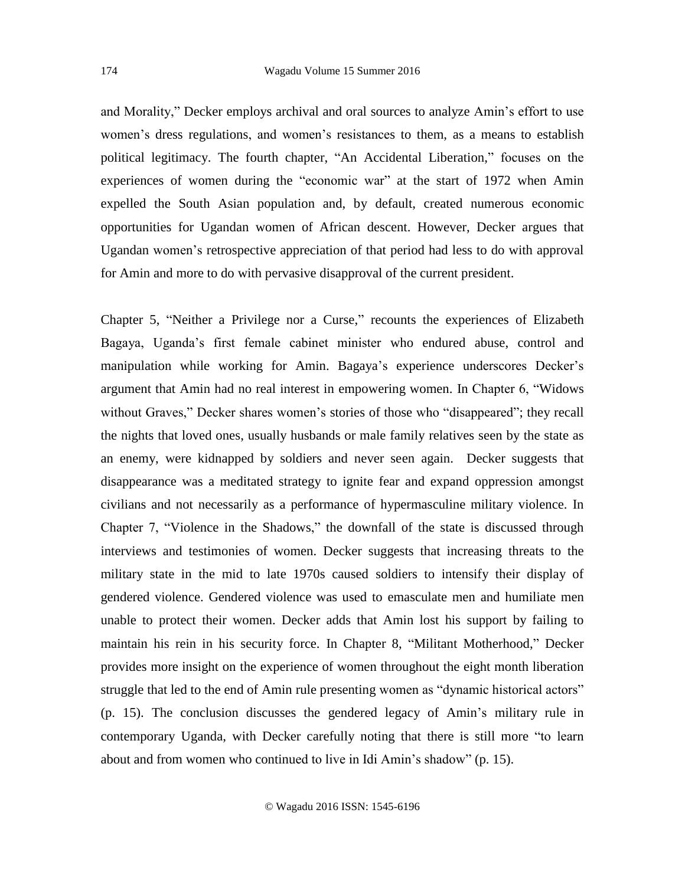and Morality," Decker employs archival and oral sources to analyze Amin's effort to use women's dress regulations, and women's resistances to them, as a means to establish political legitimacy. The fourth chapter, "An Accidental Liberation," focuses on the experiences of women during the "economic war" at the start of 1972 when Amin expelled the South Asian population and, by default, created numerous economic opportunities for Ugandan women of African descent. However, Decker argues that Ugandan women's retrospective appreciation of that period had less to do with approval for Amin and more to do with pervasive disapproval of the current president.

Chapter 5, "Neither a Privilege nor a Curse," recounts the experiences of Elizabeth Bagaya, Uganda's first female cabinet minister who endured abuse, control and manipulation while working for Amin. Bagaya's experience underscores Decker's argument that Amin had no real interest in empowering women. In Chapter 6, "Widows without Graves," Decker shares women's stories of those who "disappeared"; they recall the nights that loved ones, usually husbands or male family relatives seen by the state as an enemy, were kidnapped by soldiers and never seen again. Decker suggests that disappearance was a meditated strategy to ignite fear and expand oppression amongst civilians and not necessarily as a performance of hypermasculine military violence. In Chapter 7, "Violence in the Shadows," the downfall of the state is discussed through interviews and testimonies of women. Decker suggests that increasing threats to the military state in the mid to late 1970s caused soldiers to intensify their display of gendered violence. Gendered violence was used to emasculate men and humiliate men unable to protect their women. Decker adds that Amin lost his support by failing to maintain his rein in his security force. In Chapter 8, "Militant Motherhood," Decker provides more insight on the experience of women throughout the eight month liberation struggle that led to the end of Amin rule presenting women as "dynamic historical actors" (p. 15). The conclusion discusses the gendered legacy of Amin's military rule in contemporary Uganda, with Decker carefully noting that there is still more "to learn about and from women who continued to live in Idi Amin's shadow" (p. 15).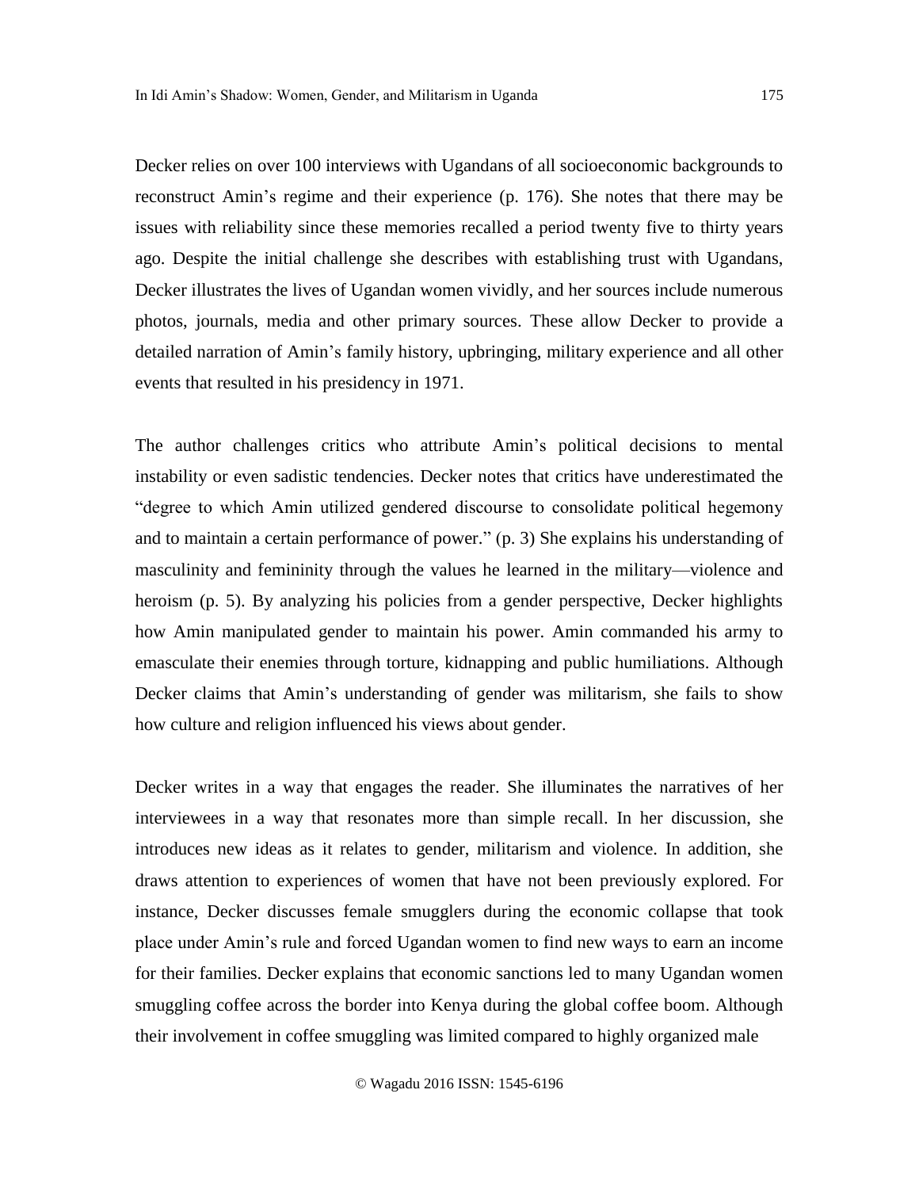Decker relies on over 100 interviews with Ugandans of all socioeconomic backgrounds to reconstruct Amin's regime and their experience (p. 176). She notes that there may be issues with reliability since these memories recalled a period twenty five to thirty years ago. Despite the initial challenge she describes with establishing trust with Ugandans, Decker illustrates the lives of Ugandan women vividly, and her sources include numerous photos, journals, media and other primary sources. These allow Decker to provide a detailed narration of Amin's family history, upbringing, military experience and all other events that resulted in his presidency in 1971.

The author challenges critics who attribute Amin's political decisions to mental instability or even sadistic tendencies. Decker notes that critics have underestimated the "degree to which Amin utilized gendered discourse to consolidate political hegemony and to maintain a certain performance of power." (p. 3) She explains his understanding of masculinity and femininity through the values he learned in the military—violence and heroism (p. 5). By analyzing his policies from a gender perspective, Decker highlights how Amin manipulated gender to maintain his power. Amin commanded his army to emasculate their enemies through torture, kidnapping and public humiliations. Although Decker claims that Amin's understanding of gender was militarism, she fails to show how culture and religion influenced his views about gender.

Decker writes in a way that engages the reader. She illuminates the narratives of her interviewees in a way that resonates more than simple recall. In her discussion, she introduces new ideas as it relates to gender, militarism and violence. In addition, she draws attention to experiences of women that have not been previously explored. For instance, Decker discusses female smugglers during the economic collapse that took place under Amin's rule and forced Ugandan women to find new ways to earn an income for their families. Decker explains that economic sanctions led to many Ugandan women smuggling coffee across the border into Kenya during the global coffee boom. Although their involvement in coffee smuggling was limited compared to highly organized male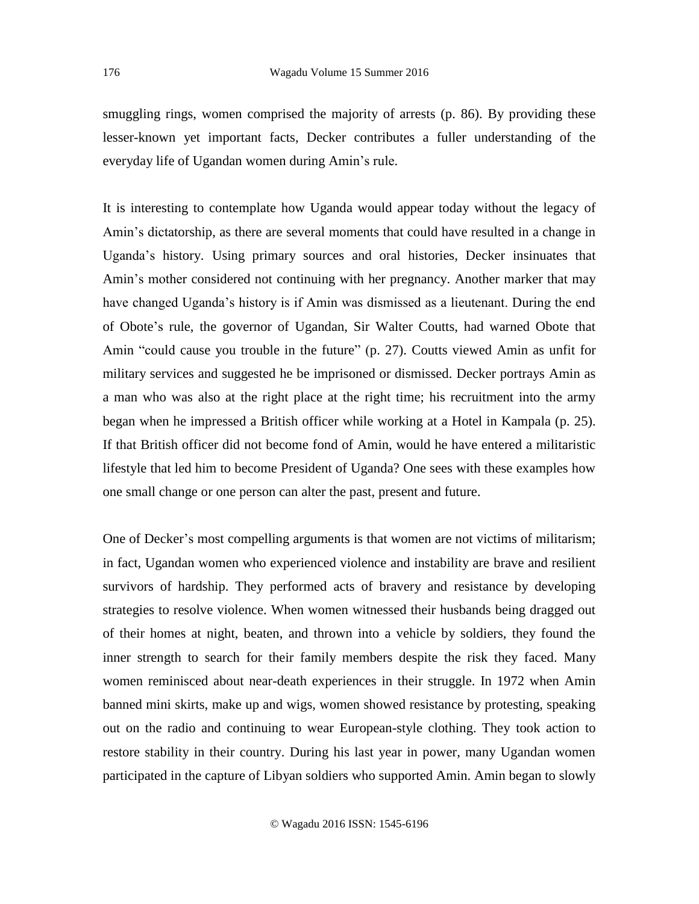smuggling rings, women comprised the majority of arrests (p. 86). By providing these lesser-known yet important facts, Decker contributes a fuller understanding of the everyday life of Ugandan women during Amin's rule.

It is interesting to contemplate how Uganda would appear today without the legacy of Amin's dictatorship, as there are several moments that could have resulted in a change in Uganda's history. Using primary sources and oral histories, Decker insinuates that Amin's mother considered not continuing with her pregnancy. Another marker that may have changed Uganda's history is if Amin was dismissed as a lieutenant. During the end of Obote's rule, the governor of Ugandan, Sir Walter Coutts, had warned Obote that Amin "could cause you trouble in the future" (p. 27). Coutts viewed Amin as unfit for military services and suggested he be imprisoned or dismissed. Decker portrays Amin as a man who was also at the right place at the right time; his recruitment into the army began when he impressed a British officer while working at a Hotel in Kampala (p. 25). If that British officer did not become fond of Amin, would he have entered a militaristic lifestyle that led him to become President of Uganda? One sees with these examples how one small change or one person can alter the past, present and future.

One of Decker's most compelling arguments is that women are not victims of militarism; in fact, Ugandan women who experienced violence and instability are brave and resilient survivors of hardship. They performed acts of bravery and resistance by developing strategies to resolve violence. When women witnessed their husbands being dragged out of their homes at night, beaten, and thrown into a vehicle by soldiers, they found the inner strength to search for their family members despite the risk they faced. Many women reminisced about near-death experiences in their struggle. In 1972 when Amin banned mini skirts, make up and wigs, women showed resistance by protesting, speaking out on the radio and continuing to wear European-style clothing. They took action to restore stability in their country. During his last year in power, many Ugandan women participated in the capture of Libyan soldiers who supported Amin. Amin began to slowly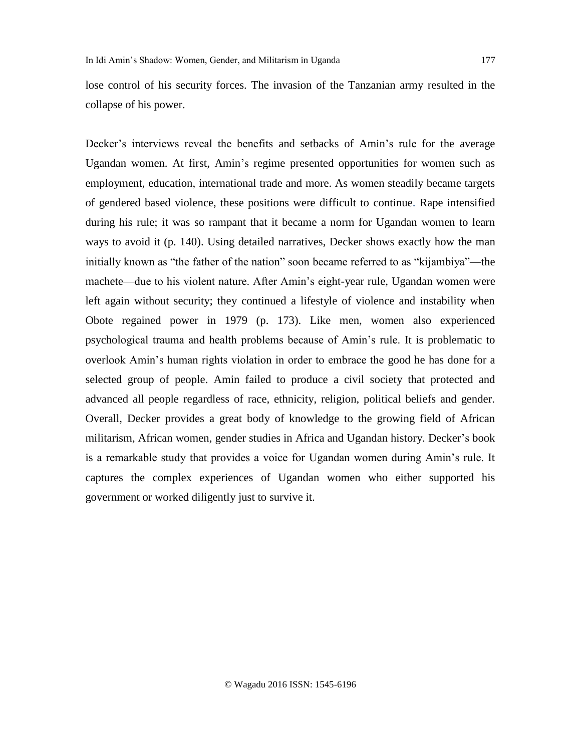lose control of his security forces. The invasion of the Tanzanian army resulted in the collapse of his power.

Decker's interviews reveal the benefits and setbacks of Amin's rule for the average Ugandan women. At first, Amin's regime presented opportunities for women such as employment, education, international trade and more. As women steadily became targets of gendered based violence, these positions were difficult to continue. Rape intensified during his rule; it was so rampant that it became a norm for Ugandan women to learn ways to avoid it (p. 140). Using detailed narratives, Decker shows exactly how the man initially known as "the father of the nation" soon became referred to as "kijambiya"—the machete—due to his violent nature. After Amin's eight-year rule, Ugandan women were left again without security; they continued a lifestyle of violence and instability when Obote regained power in 1979 (p. 173). Like men, women also experienced psychological trauma and health problems because of Amin's rule. It is problematic to overlook Amin's human rights violation in order to embrace the good he has done for a selected group of people. Amin failed to produce a civil society that protected and advanced all people regardless of race, ethnicity, religion, political beliefs and gender. Overall, Decker provides a great body of knowledge to the growing field of African militarism, African women, gender studies in Africa and Ugandan history. Decker's book is a remarkable study that provides a voice for Ugandan women during Amin's rule. It captures the complex experiences of Ugandan women who either supported his government or worked diligently just to survive it.